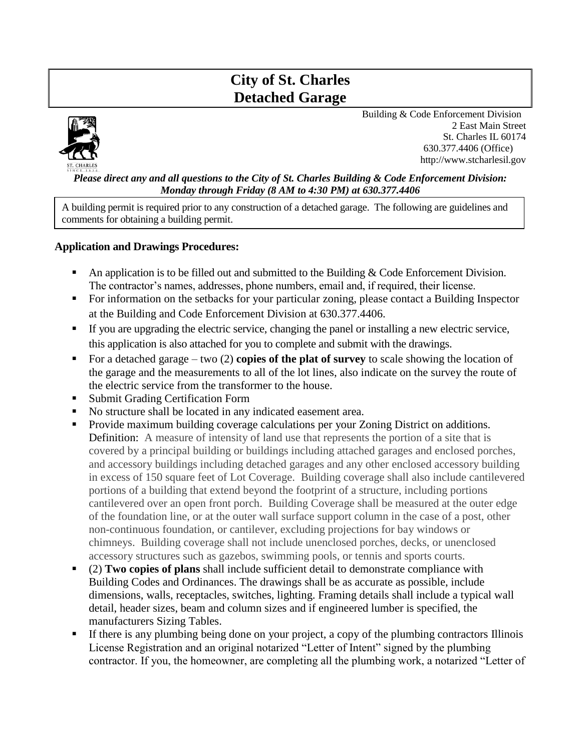# City of St. Charles
# Detached Garage

Building & Code Enforcement Division
2 East Main Street
St. Charles IL 60174
630.377.4406 (Office)
http://www.stcharlesil.gov

***Please direct any and all questions to the City of St. Charles Building & Code Enforcement Division: Monday through Friday (8 AM to 4:30 PM) at 630.377.4406***

A building permit is required prior to any construction of a detached garage. The following are guidelines and comments for obtaining a building permit.

**Application and Drawings Procedures:**

- An application is to be filled out and submitted to the Building & Code Enforcement Division. The contractor's names, addresses, phone numbers, email and, if required, their license.
- For information on the setbacks for your particular zoning, please contact a Building Inspector at the Building and Code Enforcement Division at 630.377.4406.
- If you are upgrading the electric service, changing the panel or installing a new electric service, this application is also attached for you to complete and submit with the drawings.
- For a detached garage – two (2) **copies of the plat of survey** to scale showing the location of the garage and the measurements to all of the lot lines, also indicate on the survey the route of the electric service from the transformer to the house.
- Submit Grading Certification Form
- No structure shall be located in any indicated easement area.
- Provide maximum building coverage calculations per your Zoning District on additions. Definition: A measure of intensity of land use that represents the portion of a site that is covered by a principal building or buildings including attached garages and enclosed porches, and accessory buildings including detached garages and any other enclosed accessory building in excess of 150 square feet of Lot Coverage. Building coverage shall also include cantilevered portions of a building that extend beyond the footprint of a structure, including portions cantilevered over an open front porch. Building Coverage shall be measured at the outer edge of the foundation line, or at the outer wall surface support column in the case of a post, other non-continuous foundation, or cantilever, excluding projections for bay windows or chimneys. Building coverage shall not include unenclosed porches, decks, or unenclosed accessory structures such as gazebos, swimming pools, or tennis and sports courts.
- (2) **Two copies of plans** shall include sufficient detail to demonstrate compliance with Building Codes and Ordinances. The drawings shall be as accurate as possible, include dimensions, walls, receptacles, switches, lighting. Framing details shall include a typical wall detail, header sizes, beam and column sizes and if engineered lumber is specified, the manufacturers Sizing Tables.
- If there is any plumbing being done on your project, a copy of the plumbing contractors Illinois License Registration and an original notarized "Letter of Intent" signed by the plumbing contractor. If you, the homeowner, are completing all the plumbing work, a notarized "Letter of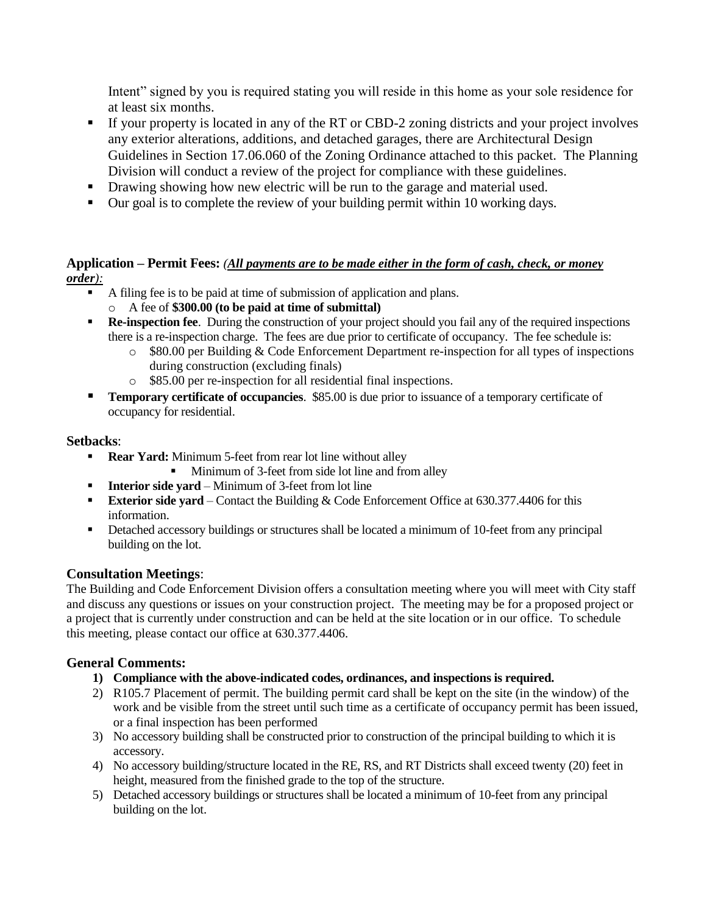Intent" signed by you is required stating you will reside in this home as your sole residence for at least six months.

- If your property is located in any of the RT or CBD-2 zoning districts and your project involves any exterior alterations, additions, and detached garages, there are Architectural Design Guidelines in Section 17.06.060 of the Zoning Ordinance attached to this packet. The Planning Division will conduct a review of the project for compliance with these guidelines.
- Drawing showing how new electric will be run to the garage and material used.
- Our goal is to complete the review of your building permit within 10 working days.

### Application – Permit Fees: *(**All payments are to be made either in the form of cash, check, or money order**):*

- A filing fee is to be paid at time of submission of application and plans.
  - A fee of **$300.00 (to be paid at time of submittal)**
- **Re-inspection fee**. During the construction of your project should you fail any of the required inspections there is a re-inspection charge. The fees are due prior to certificate of occupancy. The fee schedule is:
  - $80.00 per Building & Code Enforcement Department re-inspection for all types of inspections during construction (excluding finals)
  - $85.00 per re-inspection for all residential final inspections.
- **Temporary certificate of occupancies**. $85.00 is due prior to issuance of a temporary certificate of occupancy for residential.

### Setbacks:

- **Rear Yard:** Minimum 5-feet from rear lot line without alley
  - Minimum of 3-feet from side lot line and from alley
- **Interior side yard** – Minimum of 3-feet from lot line
- **Exterior side yard** – Contact the Building & Code Enforcement Office at 630.377.4406 for this information.
- Detached accessory buildings or structures shall be located a minimum of 10-feet from any principal building on the lot.

### Consultation Meetings:

The Building and Code Enforcement Division offers a consultation meeting where you will meet with City staff and discuss any questions or issues on your construction project. The meeting may be for a proposed project or a project that is currently under construction and can be held at the site location or in our office. To schedule this meeting, please contact our office at 630.377.4406.

### General Comments:

1) **Compliance with the above-indicated codes, ordinances, and inspections is required.**
2) R105.7 Placement of permit. The building permit card shall be kept on the site (in the window) of the work and be visible from the street until such time as a certificate of occupancy permit has been issued, or a final inspection has been performed
3) No accessory building shall be constructed prior to construction of the principal building to which it is accessory.
4) No accessory building/structure located in the RE, RS, and RT Districts shall exceed twenty (20) feet in height, measured from the finished grade to the top of the structure.
5) Detached accessory buildings or structures shall be located a minimum of 10-feet from any principal building on the lot.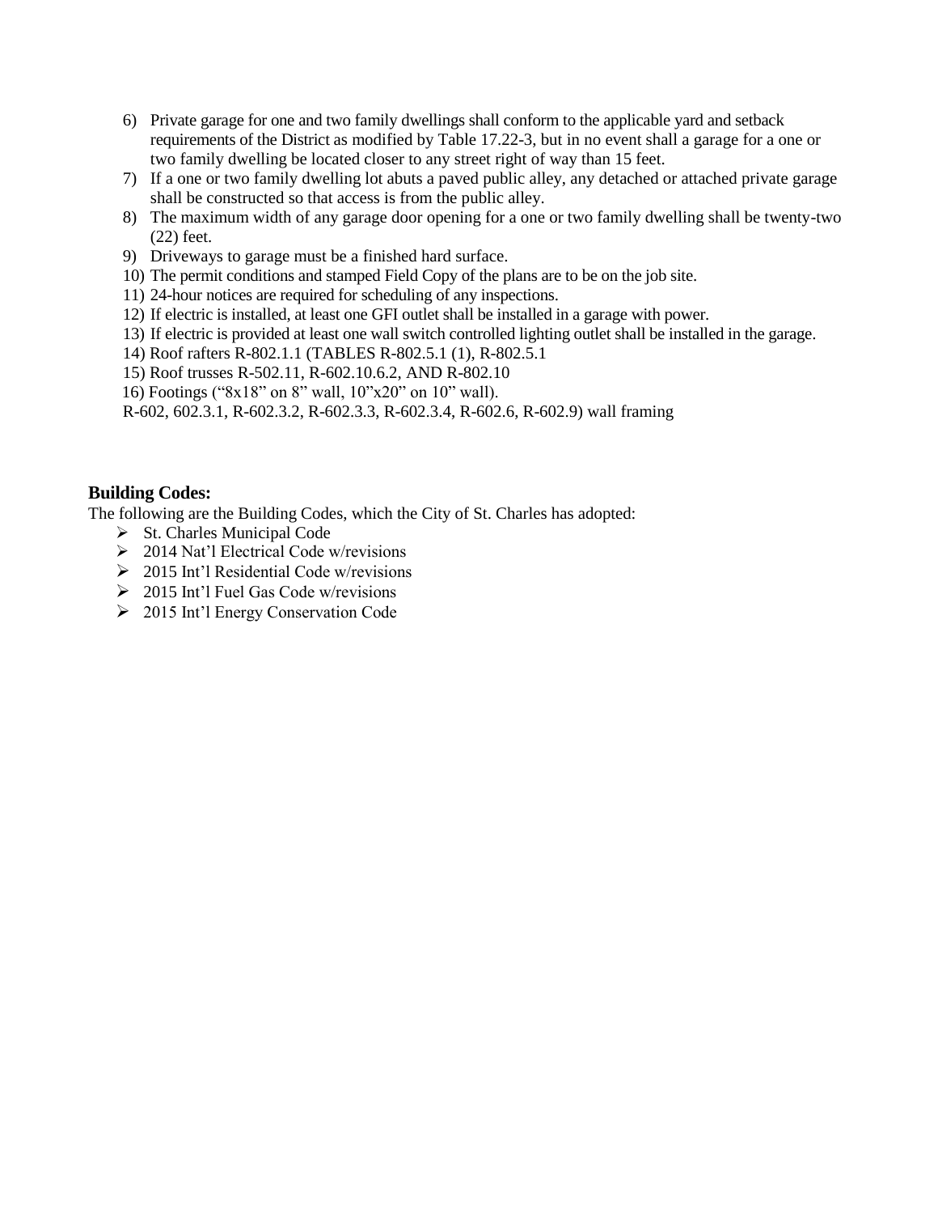6) Private garage for one and two family dwellings shall conform to the applicable yard and setback requirements of the District as modified by Table 17.22-3, but in no event shall a garage for a one or two family dwelling be located closer to any street right of way than 15 feet.
7) If a one or two family dwelling lot abuts a paved public alley, any detached or attached private garage shall be constructed so that access is from the public alley.
8) The maximum width of any garage door opening for a one or two family dwelling shall be twenty-two (22) feet.
9) Driveways to garage must be a finished hard surface.
10) The permit conditions and stamped Field Copy of the plans are to be on the job site.
11) 24-hour notices are required for scheduling of any inspections.
12) If electric is installed, at least one GFI outlet shall be installed in a garage with power.
13) If electric is provided at least one wall switch controlled lighting outlet shall be installed in the garage.
14) Roof rafters R-802.1.1 (TABLES R-802.5.1 (1), R-802.5.1
15) Roof trusses R-502.11, R-602.10.6.2, AND R-802.10
16) Footings ("8x18" on 8" wall, 10"x20" on 10" wall).

R-602, 602.3.1, R-602.3.2, R-602.3.3, R-602.3.4, R-602.6, R-602.9) wall framing

**Building Codes:**

The following are the Building Codes, which the City of St. Charles has adopted:

- St. Charles Municipal Code
- 2014 Nat'l Electrical Code w/revisions
- 2015 Int'l Residential Code w/revisions
- 2015 Int'l Fuel Gas Code w/revisions
- 2015 Int'l Energy Conservation Code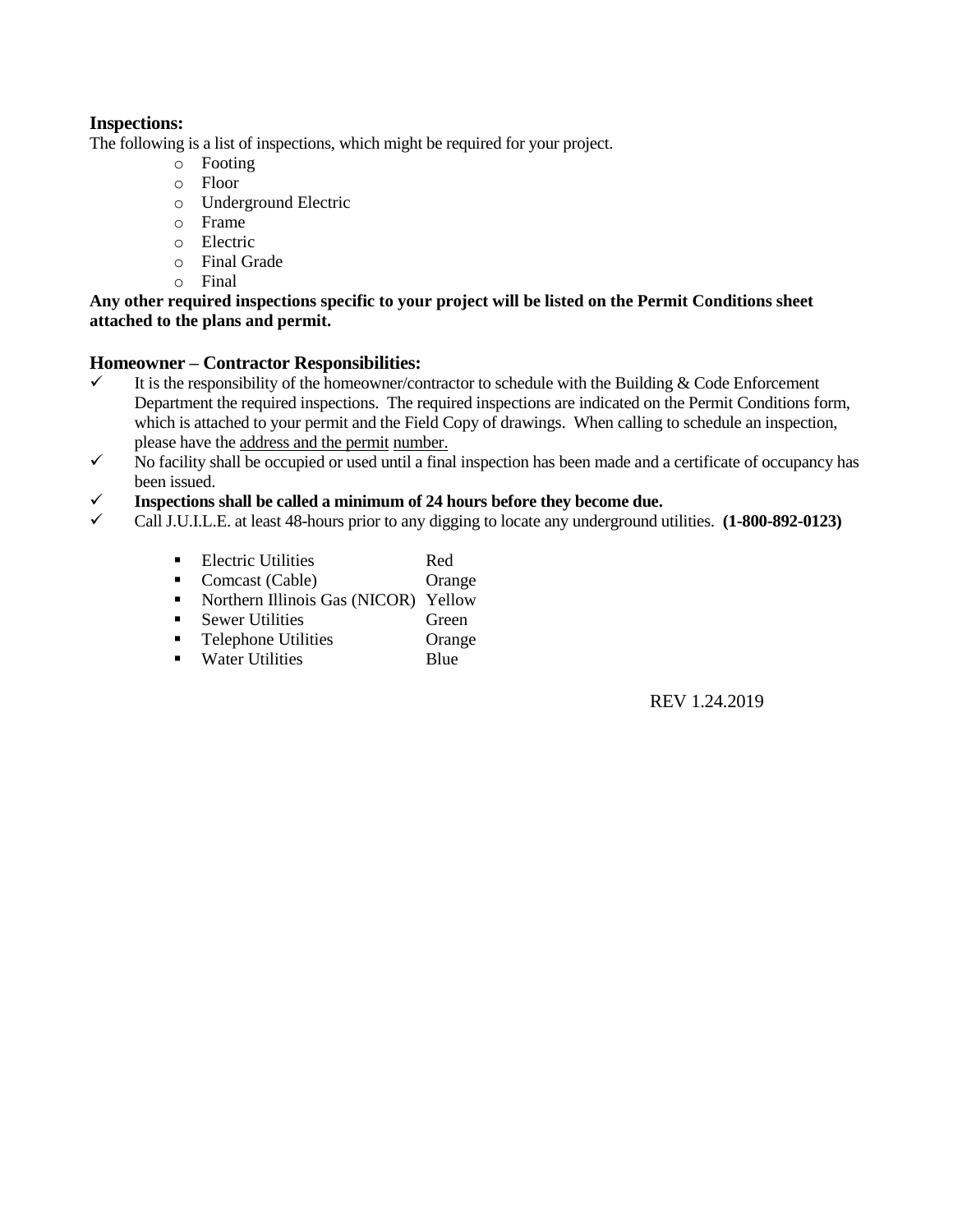**Inspections:**

The following is a list of inspections, which might be required for your project.

- Footing
- Floor
- Underground Electric
- Frame
- Electric
- Final Grade
- Final

**Any other required inspections specific to your project will be listed on the Permit Conditions sheet attached to the plans and permit.**

**Homeowner – Contractor Responsibilities:**

- ✓ It is the responsibility of the homeowner/contractor to schedule with the Building & Code Enforcement Department the required inspections. The required inspections are indicated on the Permit Conditions form, which is attached to your permit and the Field Copy of drawings. When calling to schedule an inspection, please have the address and the permit number.
- ✓ No facility shall be occupied or used until a final inspection has been made and a certificate of occupancy has been issued.
- ✓ **Inspections shall be called a minimum of 24 hours before they become due.**
- ✓ Call J.U.I.L.E. at least 48-hours prior to any digging to locate any underground utilities. **(1-800-892-0123)**

  - Electric Utilities — Red
  - Comcast (Cable) — Orange
  - Northern Illinois Gas (NICOR) — Yellow
  - Sewer Utilities — Green
  - Telephone Utilities — Orange
  - Water Utilities — Blue

REV 1.24.2019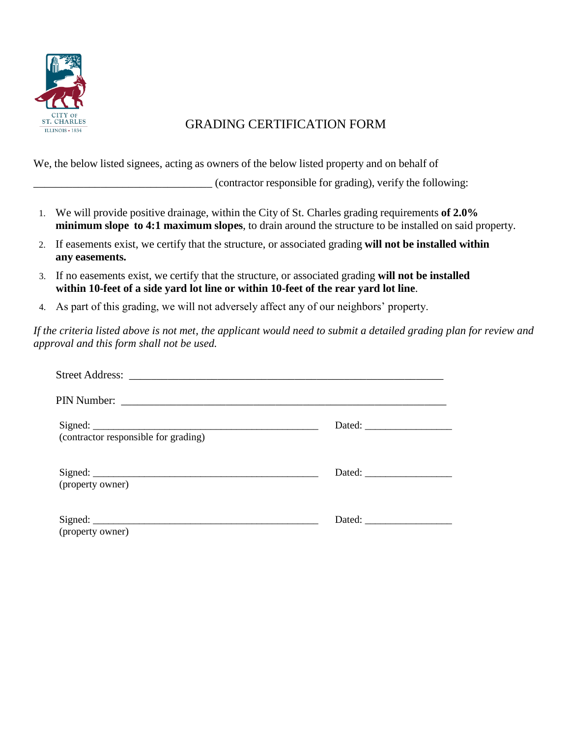CITY OF ST. CHARLES ILLINOIS • 1834

# GRADING CERTIFICATION FORM

We, the below listed signees, acting as owners of the below listed property and on behalf of

_________________________________ (contractor responsible for grading), verify the following:

1. We will provide positive drainage, within the City of St. Charles grading requirements **of 2.0% minimum slope to 4:1 maximum slopes**, to drain around the structure to be installed on said property.
2. If easements exist, we certify that the structure, or associated grading **will not be installed within any easements.**
3. If no easements exist, we certify that the structure, or associated grading **will not be installed within 10-feet of a side yard lot line or within 10-feet of the rear yard lot line**.
4. As part of this grading, we will not adversely affect any of our neighbors' property.

*If the criteria listed above is not met, the applicant would need to submit a detailed grading plan for review and approval and this form shall not be used.*

Street Address: ___________________________________________________________

PIN Number: _____________________________________________________________

Signed: ____________________________________________ Dated: _________________
(contractor responsible for grading)

Signed: ____________________________________________ Dated: _________________
(property owner)

Signed: ____________________________________________ Dated: _________________
(property owner)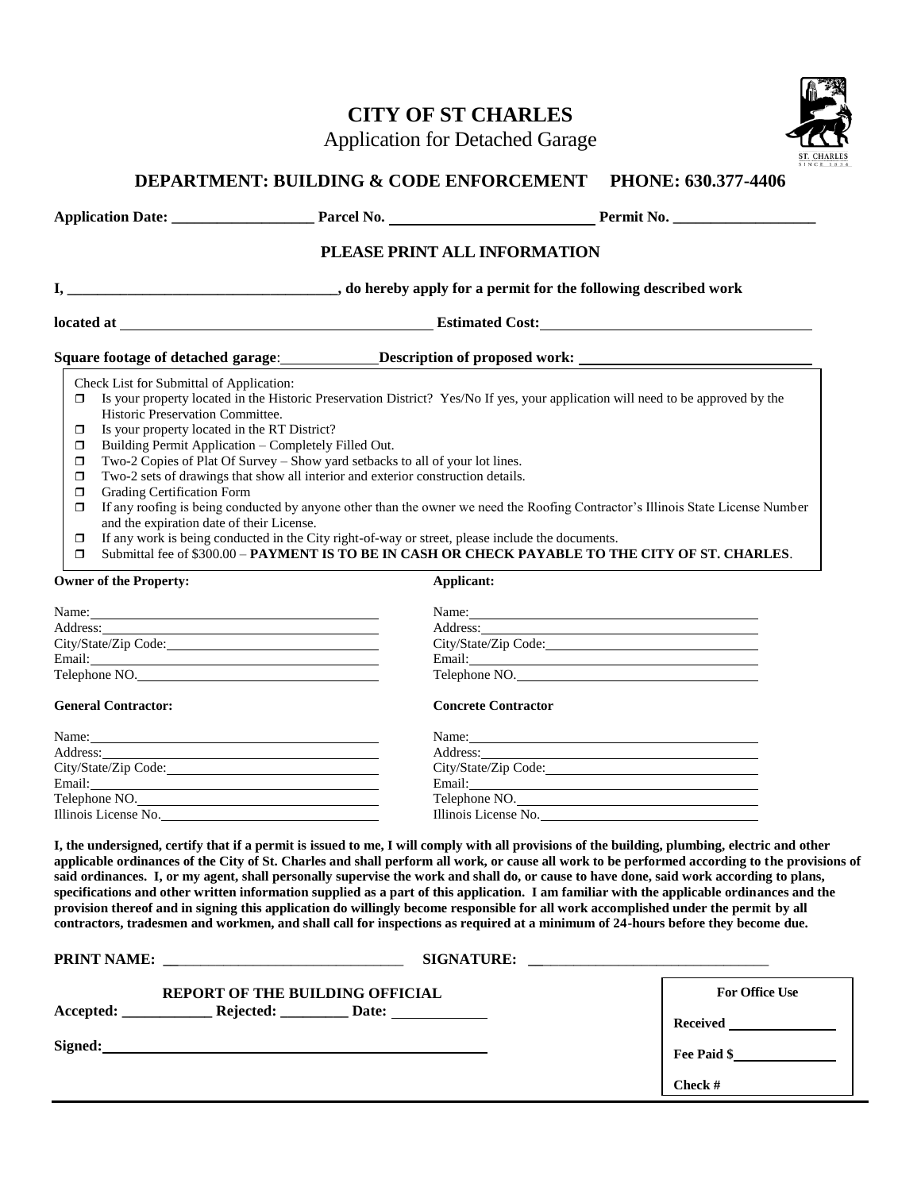# CITY OF ST CHARLES

Application for Detached Garage

**DEPARTMENT: BUILDING & CODE ENFORCEMENT PHONE: 630.377-4406**

**Application Date: ___________________ Parcel No. ___________________________ Permit No. ___________________**

**PLEASE PRINT ALL INFORMATION**

**I, ____________________________________, do hereby apply for a permit for the following described work**

**located at ________________________________________ Estimated Cost: ____________________________________**

**Square footage of detached garage: _____________ Description of proposed work: _______________________________**

Check List for Submittal of Application:

- ☐ Is your property located in the Historic Preservation District? Yes/No If yes, your application will need to be approved by the Historic Preservation Committee.
- ☐ Is your property located in the RT District?
- ☐ Building Permit Application – Completely Filled Out.
- ☐ Two-2 Copies of Plat Of Survey – Show yard setbacks to all of your lot lines.
- ☐ Two-2 sets of drawings that show all interior and exterior construction details.
- ☐ Grading Certification Form
- ☐ If any roofing is being conducted by anyone other than the owner we need the Roofing Contractor's Illinois State License Number and the expiration date of their License.
- ☐ If any work is being conducted in the City right-of-way or street, please include the documents.
- ☐ Submittal fee of $300.00 – **PAYMENT IS TO BE IN CASH OR CHECK PAYABLE TO THE CITY OF ST. CHARLES**.

**Owner of the Property:**

Name: ________________________________
Address: ________________________________
City/State/Zip Code: ________________________________
Email: ________________________________
Telephone NO. ________________________________

**Applicant:**

Name: ________________________________
Address: ________________________________
City/State/Zip Code: ________________________________
Email: ________________________________
Telephone NO. ________________________________

**General Contractor:**

Name: ________________________________
Address: ________________________________
City/State/Zip Code: ________________________________
Email: ________________________________
Telephone NO. ________________________________
Illinois License No. ________________________________

**Concrete Contractor**

Name: ________________________________
Address: ________________________________
City/State/Zip Code: ________________________________
Email: ________________________________
Telephone NO. ________________________________
Illinois License No. ________________________________

**I, the undersigned, certify that if a permit is issued to me, I will comply with all provisions of the building, plumbing, electric and other applicable ordinances of the City of St. Charles and shall perform all work, or cause all work to be performed according to the provisions of said ordinances. I, or my agent, shall personally supervise the work and shall do, or cause to have done, said work according to plans, specifications and other written information supplied as a part of this application. I am familiar with the applicable ordinances and the provision thereof and in signing this application do willingly become responsible for all work accomplished under the permit by all contractors, tradesmen and workmen, and shall call for inspections as required at a minimum of 24-hours before they become due.**

**PRINT NAME: ________________________________ SIGNATURE: ________________________________**

**REPORT OF THE BUILDING OFFICIAL**

**Accepted: ____________ Rejected: _________ Date: ____________**

**Signed: ________________________________________________**

**For Office Use**

**Received** _______________

**Fee Paid $** _______________

**Check #**